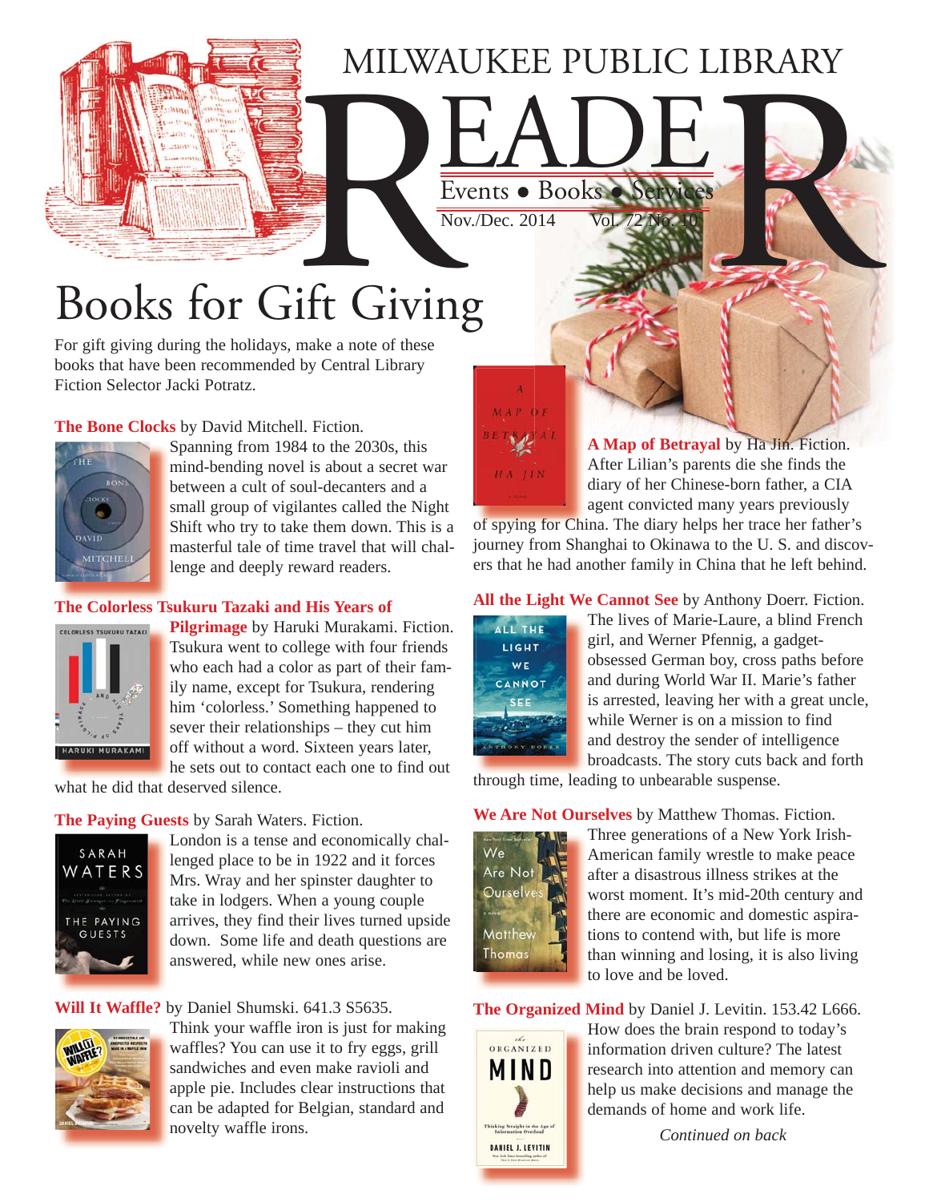# MILWAUKEE PUBLIC LIBRARY

# READER

Events ● Books ● Services

Nov./Dec. 2014 Vol. 72 No. 10

## Books for Gift Giving

For gift giving during the holidays, make a note of these books that have been recommended by Central Library Fiction Selector Jacki Potratz.

**The Bone Clocks** by David Mitchell. Fiction.
Spanning from 1984 to the 2030s, this mind-bending novel is about a secret war between a cult of soul-decanters and a small group of vigilantes called the Night Shift who try to take them down. This is a masterful tale of time travel that will challenge and deeply reward readers.

**The Colorless Tsukuru Tazaki and His Years of Pilgrimage** by Haruki Murakami. Fiction.
Tsukura went to college with four friends who each had a color as part of their family name, except for Tsukura, rendering him 'colorless.' Something happened to sever their relationships – they cut him off without a word. Sixteen years later, he sets out to contact each one to find out what he did that deserved silence.

**The Paying Guests** by Sarah Waters. Fiction.
London is a tense and economically challenged place to be in 1922 and it forces Mrs. Wray and her spinster daughter to take in lodgers. When a young couple arrives, they find their lives turned upside down. Some life and death questions are answered, while new ones arise.

**Will It Waffle?** by Daniel Shumski. 641.3 S5635.
Think your waffle iron is just for making waffles? You can use it to fry eggs, grill sandwiches and even make ravioli and apple pie. Includes clear instructions that can be adapted for Belgian, standard and novelty waffle irons.

**A Map of Betrayal** by Ha Jin. Fiction.
After Lilian's parents die she finds the diary of her Chinese-born father, a CIA agent convicted many years previously of spying for China. The diary helps her trace her father's journey from Shanghai to Okinawa to the U. S. and discovers that he had another family in China that he left behind.

**All the Light We Cannot See** by Anthony Doerr. Fiction.
The lives of Marie-Laure, a blind French girl, and Werner Pfennig, a gadget-obsessed German boy, cross paths before and during World War II. Marie's father is arrested, leaving her with a great uncle, while Werner is on a mission to find and destroy the sender of intelligence broadcasts. The story cuts back and forth through time, leading to unbearable suspense.

**We Are Not Ourselves** by Matthew Thomas. Fiction.
Three generations of a New York Irish-American family wrestle to make peace after a disastrous illness strikes at the worst moment. It's mid-20th century and there are economic and domestic aspirations to contend with, but life is more than winning and losing, it is also living to love and be loved.

**The Organized Mind** by Daniel J. Levitin. 153.42 L666.
How does the brain respond to today's information driven culture? The latest research into attention and memory can help us make decisions and manage the demands of home and work life.

*Continued on back*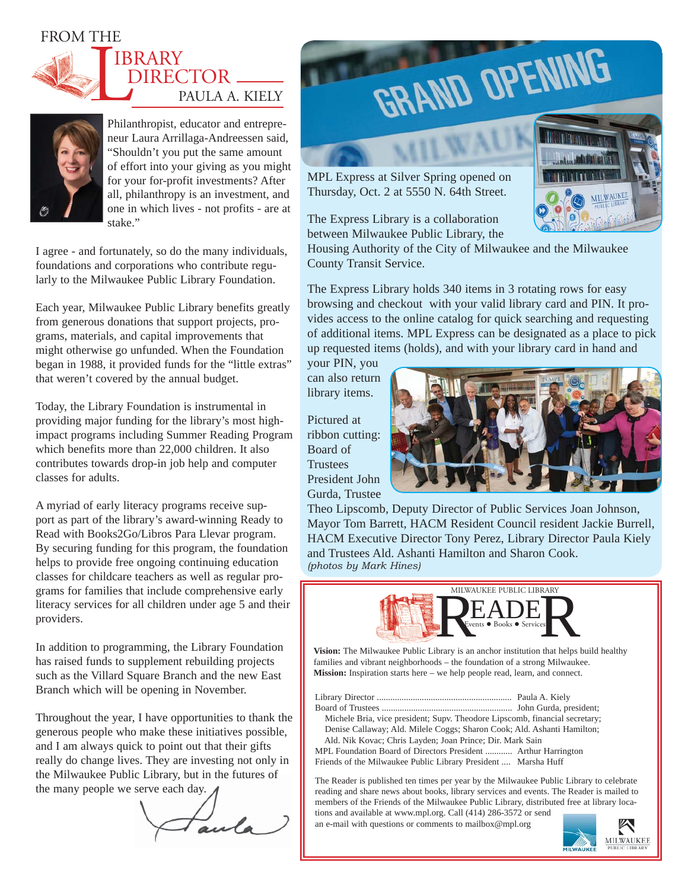# FROM THE LIBRARY DIRECTOR

## PAULA A. KIELY

Philanthropist, educator and entrepreneur Laura Arrillaga-Andreessen said, "Shouldn't you put the same amount of effort into your giving as you might for your for-profit investments? After all, philanthropy is an investment, and one in which lives - not profits - are at stake."

I agree - and fortunately, so do the many individuals, foundations and corporations who contribute regularly to the Milwaukee Public Library Foundation.

Each year, Milwaukee Public Library benefits greatly from generous donations that support projects, programs, materials, and capital improvements that might otherwise go unfunded. When the Foundation began in 1988, it provided funds for the "little extras" that weren't covered by the annual budget.

Today, the Library Foundation is instrumental in providing major funding for the library's most high-impact programs including Summer Reading Program which benefits more than 22,000 children. It also contributes towards drop-in job help and computer classes for adults.

A myriad of early literacy programs receive support as part of the library's award-winning Ready to Read with Books2Go/Libros Para Llevar program. By securing funding for this program, the foundation helps to provide free ongoing continuing education classes for childcare teachers as well as regular programs for families that include comprehensive early literacy services for all children under age 5 and their providers.

In addition to programming, the Library Foundation has raised funds to supplement rebuilding projects such as the Villard Square Branch and the new East Branch which will be opening in November.

Throughout the year, I have opportunities to thank the generous people who make these initiatives possible, and I am always quick to point out that their gifts really do change lives. They are investing not only in the Milwaukee Public Library, but in the futures of the many people we serve each day.

Paula

# GRAND OPENING

MPL Express at Silver Spring opened on Thursday, Oct. 2 at 5550 N. 64th Street.

The Express Library is a collaboration between Milwaukee Public Library, the Housing Authority of the City of Milwaukee and the Milwaukee County Transit Service.

The Express Library holds 340 items in 3 rotating rows for easy browsing and checkout with your valid library card and PIN. It provides access to the online catalog for quick searching and requesting of additional items. MPL Express can be designated as a place to pick up requested items (holds), and with your library card in hand and your PIN, you can also return library items.

Pictured at ribbon cutting: Board of Trustees President John Gurda, Trustee Theo Lipscomb, Deputy Director of Public Services Joan Johnson, Mayor Tom Barrett, HACM Resident Council resident Jackie Burrell, HACM Executive Director Tony Perez, Library Director Paula Kiely and Trustees Ald. Ashanti Hamilton and Sharon Cook.
*(photos by Mark Hines)*

---

MILWAUKEE PUBLIC LIBRARY

# READER

Events ● Books ● Services

**Vision:** The Milwaukee Public Library is an anchor institution that helps build healthy families and vibrant neighborhoods – the foundation of a strong Milwaukee.
**Mission:** Inspiration starts here – we help people read, learn, and connect.

Library Director .......... Paula A. Kiely
Board of Trustees .......... John Gurda, president; Michele Bria, vice president; Supv. Theodore Lipscomb, financial secretary; Denise Callaway; Ald. Milele Coggs; Sharon Cook; Ald. Ashanti Hamilton; Ald. Nik Kovac; Chris Layden; Joan Prince; Dir. Mark Sain
MPL Foundation Board of Directors President .......... Arthur Harrington
Friends of the Milwaukee Public Library President .... Marsha Huff

The Reader is published ten times per year by the Milwaukee Public Library to celebrate reading and share news about books, library services and events. The Reader is mailed to members of the Friends of the Milwaukee Public Library, distributed free at library locations and available at www.mpl.org. Call (414) 286-3572 or send an e-mail with questions or comments to mailbox@mpl.org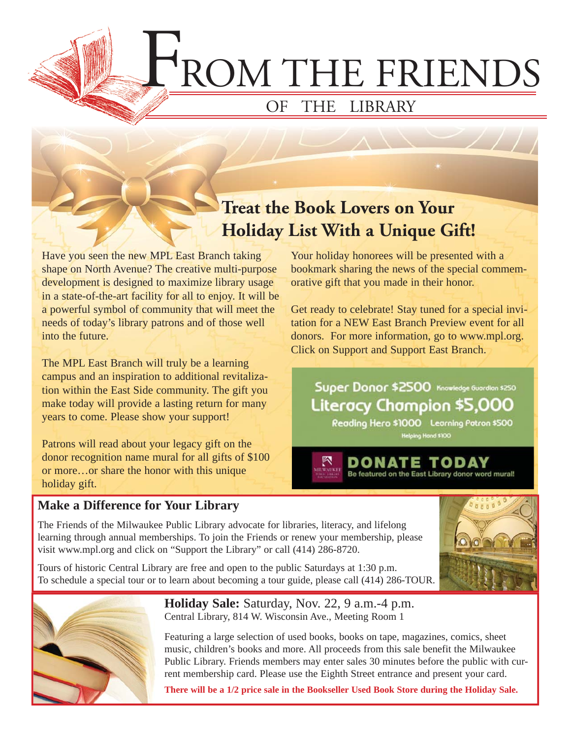# FROM THE FRIENDS OF THE LIBRARY

## Treat the Book Lovers on Your Holiday List With a Unique Gift!

Have you seen the new MPL East Branch taking shape on North Avenue? The creative multi-purpose development is designed to maximize library usage in a state-of-the-art facility for all to enjoy. It will be a powerful symbol of community that will meet the needs of today's library patrons and of those well into the future.

The MPL East Branch will truly be a learning campus and an inspiration to additional revitalization within the East Side community. The gift you make today will provide a lasting return for many years to come. Please show your support!

Patrons will read about your legacy gift on the donor recognition name mural for all gifts of $100 or more…or share the honor with this unique holiday gift.

Your holiday honorees will be presented with a bookmark sharing the news of the special commemorative gift that you made in their honor.

Get ready to celebrate! Stay tuned for a special invitation for a NEW East Branch Preview event for all donors. For more information, go to www.mpl.org. Click on Support and Support East Branch.

Super Donor $2500 Knowledge Guardian $250
Literacy Champion $5,000
Reading Hero $1000 Learning Patron $500
Helping Hand $100

**DONATE TODAY**
Be featured on the East Library donor word mural!

### Make a Difference for Your Library

The Friends of the Milwaukee Public Library advocate for libraries, literacy, and lifelong learning through annual memberships. To join the Friends or renew your membership, please visit www.mpl.org and click on "Support the Library" or call (414) 286-8720.

Tours of historic Central Library are free and open to the public Saturdays at 1:30 p.m. To schedule a special tour or to learn about becoming a tour guide, please call (414) 286-TOUR.

**Holiday Sale:** Saturday, Nov. 22, 9 a.m.-4 p.m.
Central Library, 814 W. Wisconsin Ave., Meeting Room 1

Featuring a large selection of used books, books on tape, magazines, comics, sheet music, children's books and more. All proceeds from this sale benefit the Milwaukee Public Library. Friends members may enter sales 30 minutes before the public with current membership card. Please use the Eighth Street entrance and present your card.

**There will be a 1/2 price sale in the Bookseller Used Book Store during the Holiday Sale.**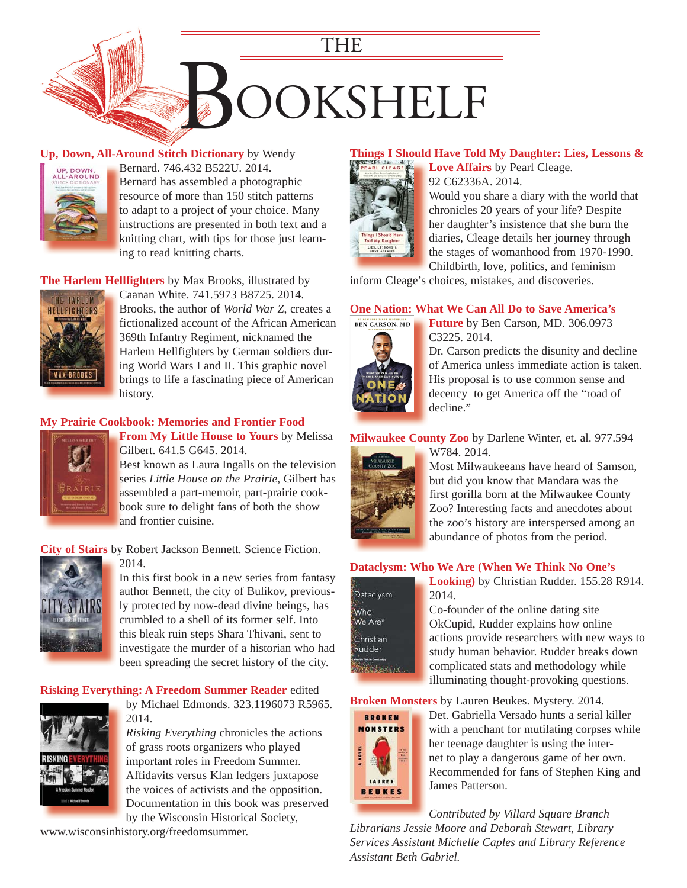# THE BOOKSHELF

**Up, Down, All-Around Stitch Dictionary** by Wendy Bernard. 746.432 B522U. 2014.
Bernard has assembled a photographic resource of more than 150 stitch patterns to adapt to a project of your choice. Many instructions are presented in both text and a knitting chart, with tips for those just learning to read knitting charts.

**The Harlem Hellfighters** by Max Brooks, illustrated by Caanan White. 741.5973 B8725. 2014.
Brooks, the author of *World War Z*, creates a fictionalized account of the African American 369th Infantry Regiment, nicknamed the Harlem Hellfighters by German soldiers during World War I and II. This graphic novel brings to life a fascinating piece of American history.

**My Prairie Cookbook: Memories and Frontier Food From My Little House to Yours** by Melissa Gilbert. 641.5 G645. 2014.
Best known as Laura Ingalls on the television series *Little House on the Prairie*, Gilbert has assembled a part-memoir, part-prairie cookbook sure to delight fans of both the show and frontier cuisine.

**City of Stairs** by Robert Jackson Bennett. Science Fiction. 2014.
In this first book in a new series from fantasy author Bennett, the city of Bulikov, previously protected by now-dead divine beings, has crumbled to a shell of its former self. Into this bleak ruin steps Shara Thivani, sent to investigate the murder of a historian who had been spreading the secret history of the city.

**Risking Everything: A Freedom Summer Reader** edited by Michael Edmonds. 323.1196073 R5965. 2014.
*Risking Everything* chronicles the actions of grass roots organizers who played important roles in Freedom Summer. Affidavits versus Klan ledgers juxtapose the voices of activists and the opposition. Documentation in this book was preserved by the Wisconsin Historical Society, www.wisconsinhistory.org/freedomsummer.

**Things I Should Have Told My Daughter: Lies, Lessons & Love Affairs** by Pearl Cleage. 92 C62336A. 2014.
Would you share a diary with the world that chronicles 20 years of your life? Despite her daughter's insistence that she burn the diaries, Cleage details her journey through the stages of womanhood from 1970-1990. Childbirth, love, politics, and feminism inform Cleage's choices, mistakes, and discoveries.

**One Nation: What We Can All Do to Save America's Future** by Ben Carson, MD. 306.0973 C3225. 2014.
Dr. Carson predicts the disunity and decline of America unless immediate action is taken. His proposal is to use common sense and decency to get America off the "road of decline."

**Milwaukee County Zoo** by Darlene Winter, et. al. 977.594 W784. 2014.
Most Milwaukeeans have heard of Samson, but did you know that Mandara was the first gorilla born at the Milwaukee County Zoo? Interesting facts and anecdotes about the zoo's history are interspersed among an abundance of photos from the period.

**Dataclysm: Who We Are (When We Think No One's Looking)** by Christian Rudder. 155.28 R914. 2014.
Co-founder of the online dating site OkCupid, Rudder explains how online actions provide researchers with new ways to study human behavior. Rudder breaks down complicated stats and methodology while illuminating thought-provoking questions.

**Broken Monsters** by Lauren Beukes. Mystery. 2014.
Det. Gabriella Versado hunts a serial killer with a penchant for mutilating corpses while her teenage daughter is using the internet to play a dangerous game of her own. Recommended for fans of Stephen King and James Patterson.

*Contributed by Villard Square Branch Librarians Jessie Moore and Deborah Stewart, Library Services Assistant Michelle Caples and Library Reference Assistant Beth Gabriel.*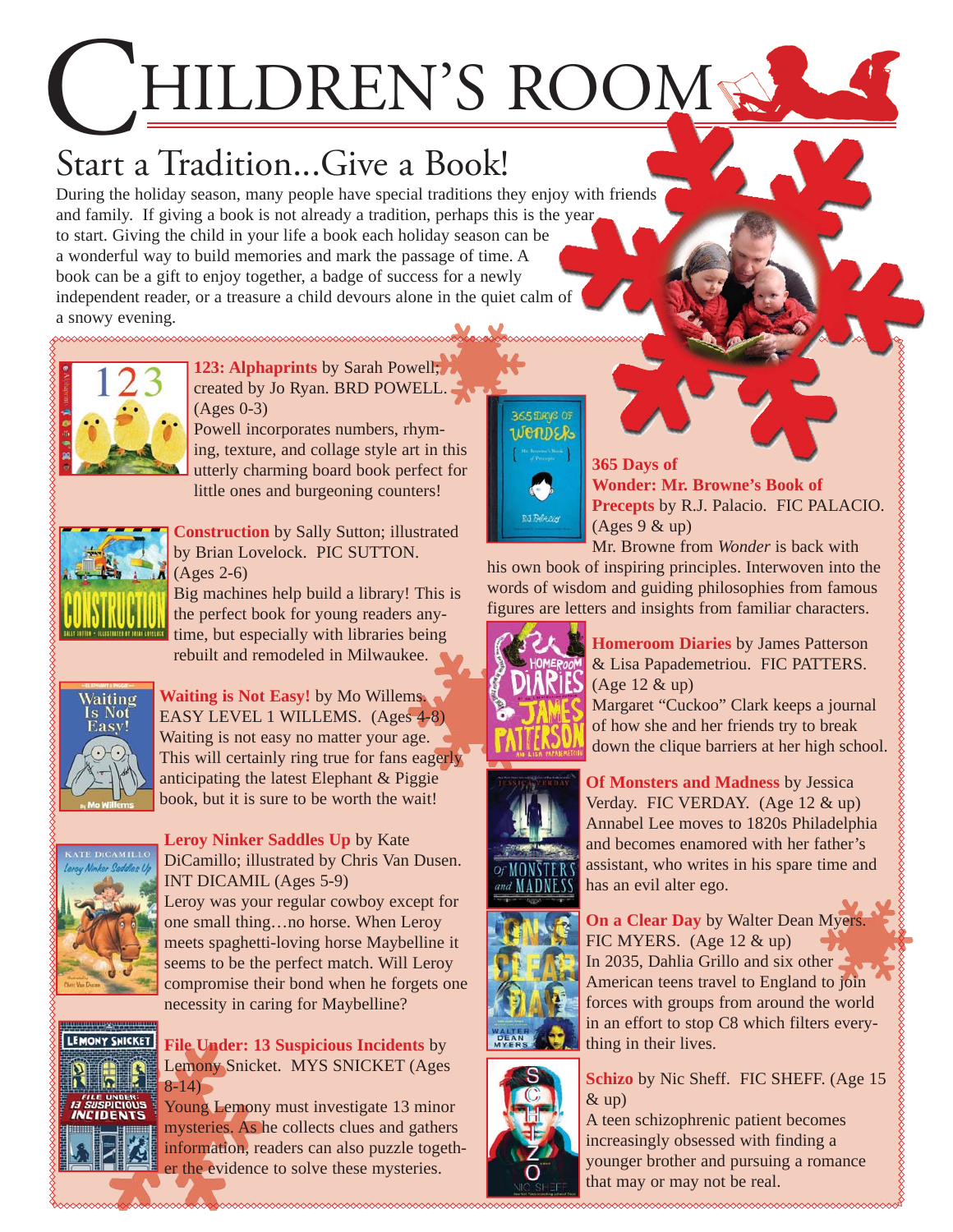# CHILDREN'S ROOM

## Start a Tradition...Give a Book!

During the holiday season, many people have special traditions they enjoy with friends and family. If giving a book is not already a tradition, perhaps this is the year to start. Giving the child in your life a book each holiday season can be a wonderful way to build memories and mark the passage of time. A book can be a gift to enjoy together, a badge of success for a newly independent reader, or a treasure a child devours alone in the quiet calm of a snowy evening.

**123: Alphaprints** by Sarah Powell; created by Jo Ryan. BRD POWELL. (Ages 0-3)
Powell incorporates numbers, rhyming, texture, and collage style art in this utterly charming board book perfect for little ones and burgeoning counters!

**Construction** by Sally Sutton; illustrated by Brian Lovelock. PIC SUTTON. (Ages 2-6)
Big machines help build a library! This is the perfect book for young readers anytime, but especially with libraries being rebuilt and remodeled in Milwaukee.

**Waiting is Not Easy!** by Mo Willems. EASY LEVEL 1 WILLEMS. (Ages 4-8)
Waiting is not easy no matter your age. This will certainly ring true for fans eagerly anticipating the latest Elephant & Piggie book, but it is sure to be worth the wait!

**Leroy Ninker Saddles Up** by Kate DiCamillo; illustrated by Chris Van Dusen. INT DICAMIL (Ages 5-9)
Leroy was your regular cowboy except for one small thing…no horse. When Leroy meets spaghetti-loving horse Maybelline it seems to be the perfect match. Will Leroy compromise their bond when he forgets one necessity in caring for Maybelline?

**File Under: 13 Suspicious Incidents** by Lemony Snicket. MYS SNICKET (Ages 8-14)
Young Lemony must investigate 13 minor mysteries. As he collects clues and gathers information, readers can also puzzle together the evidence to solve these mysteries.

**365 Days of Wonder: Mr. Browne's Book of Precepts** by R.J. Palacio. FIC PALACIO. (Ages 9 & up)
Mr. Browne from *Wonder* is back with his own book of inspiring principles. Interwoven into the words of wisdom and guiding philosophies from famous figures are letters and insights from familiar characters.

**Homeroom Diaries** by James Patterson & Lisa Papademetriou. FIC PATTERS. (Age 12 & up)
Margaret "Cuckoo" Clark keeps a journal of how she and her friends try to break down the clique barriers at her high school.

**Of Monsters and Madness** by Jessica Verday. FIC VERDAY. (Age 12 & up)
Annabel Lee moves to 1820s Philadelphia and becomes enamored with her father's assistant, who writes in his spare time and has an evil alter ego.

**On a Clear Day** by Walter Dean Myers. FIC MYERS. (Age 12 & up)
In 2035, Dahlia Grillo and six other American teens travel to England to join forces with groups from around the world in an effort to stop C8 which filters everything in their lives.

**Schizo** by Nic Sheff. FIC SHEFF. (Age 15 & up)
A teen schizophrenic patient becomes increasingly obsessed with finding a younger brother and pursuing a romance that may or may not be real.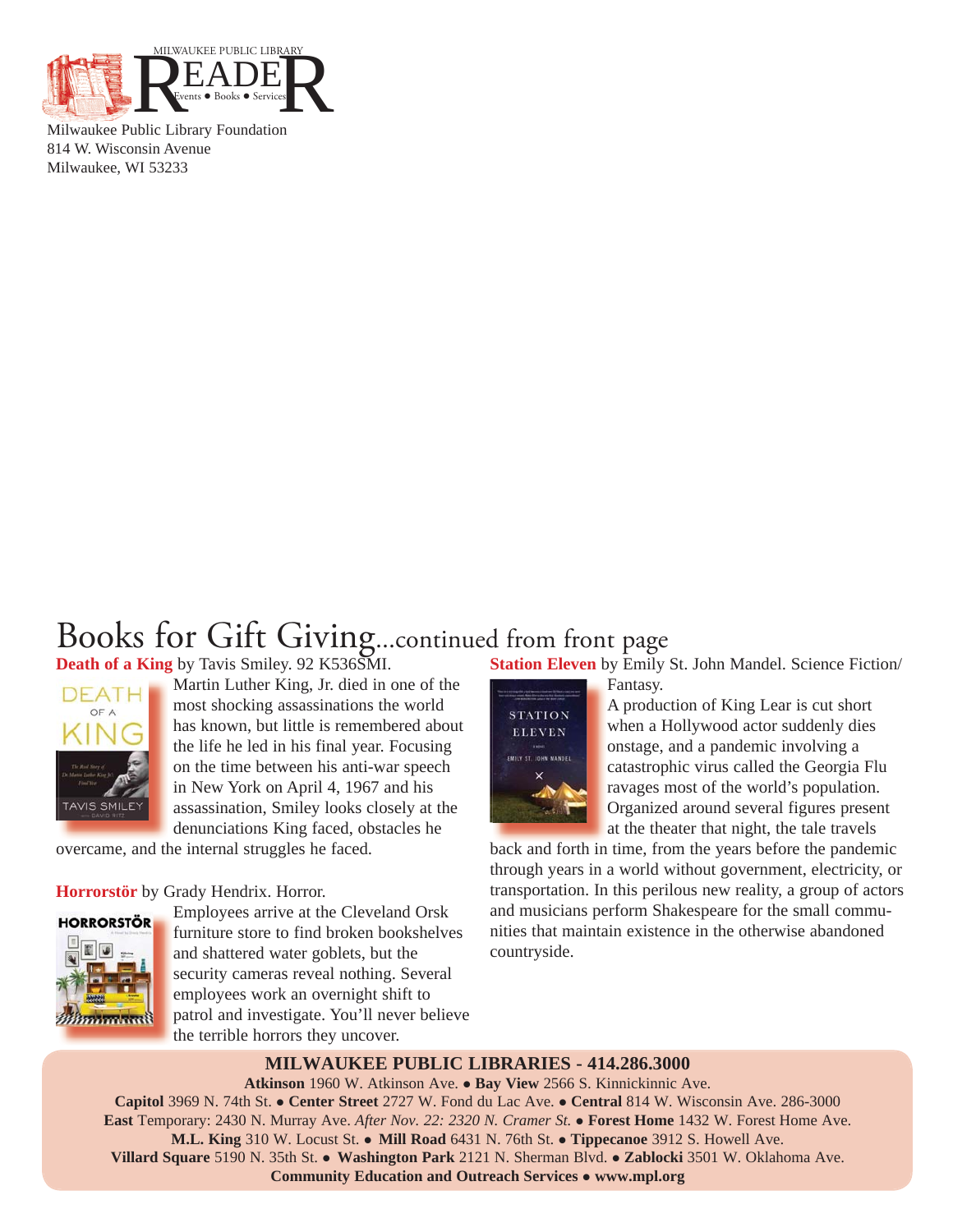MILWAUKEE PUBLIC LIBRARY

# READER

Events ● Books ● Services

Milwaukee Public Library Foundation
814 W. Wisconsin Avenue
Milwaukee, WI 53233

## Books for Gift Giving...continued from front page

**Death of a King** by Tavis Smiley. 92 K536SMI.

Martin Luther King, Jr. died in one of the most shocking assassinations the world has known, but little is remembered about the life he led in his final year. Focusing on the time between his anti-war speech in New York on April 4, 1967 and his assassination, Smiley looks closely at the denunciations King faced, obstacles he overcame, and the internal struggles he faced.

**Horrorstör** by Grady Hendrix. Horror.

Employees arrive at the Cleveland Orsk furniture store to find broken bookshelves and shattered water goblets, but the security cameras reveal nothing. Several employees work an overnight shift to patrol and investigate. You'll never believe the terrible horrors they uncover.

**Station Eleven** by Emily St. John Mandel. Science Fiction/ Fantasy.

A production of King Lear is cut short when a Hollywood actor suddenly dies onstage, and a pandemic involving a catastrophic virus called the Georgia Flu ravages most of the world's population. Organized around several figures present at the theater that night, the tale travels back and forth in time, from the years before the pandemic through years in a world without government, electricity, or transportation. In this perilous new reality, a group of actors and musicians perform Shakespeare for the small communities that maintain existence in the otherwise abandoned countryside.

**MILWAUKEE PUBLIC LIBRARIES - 414.286.3000**

**Atkinson** 1960 W. Atkinson Ave. ● **Bay View** 2566 S. Kinnickinnic Ave.
**Capitol** 3969 N. 74th St. ● **Center Street** 2727 W. Fond du Lac Ave. ● **Central** 814 W. Wisconsin Ave. 286-3000
**East** Temporary: 2430 N. Murray Ave. *After Nov. 22: 2320 N. Cramer St.* ● **Forest Home** 1432 W. Forest Home Ave.
**M.L. King** 310 W. Locust St. ● **Mill Road** 6431 N. 76th St. ● **Tippecanoe** 3912 S. Howell Ave.
**Villard Square** 5190 N. 35th St. ● **Washington Park** 2121 N. Sherman Blvd. ● **Zablocki** 3501 W. Oklahoma Ave.
**Community Education and Outreach Services ● www.mpl.org**